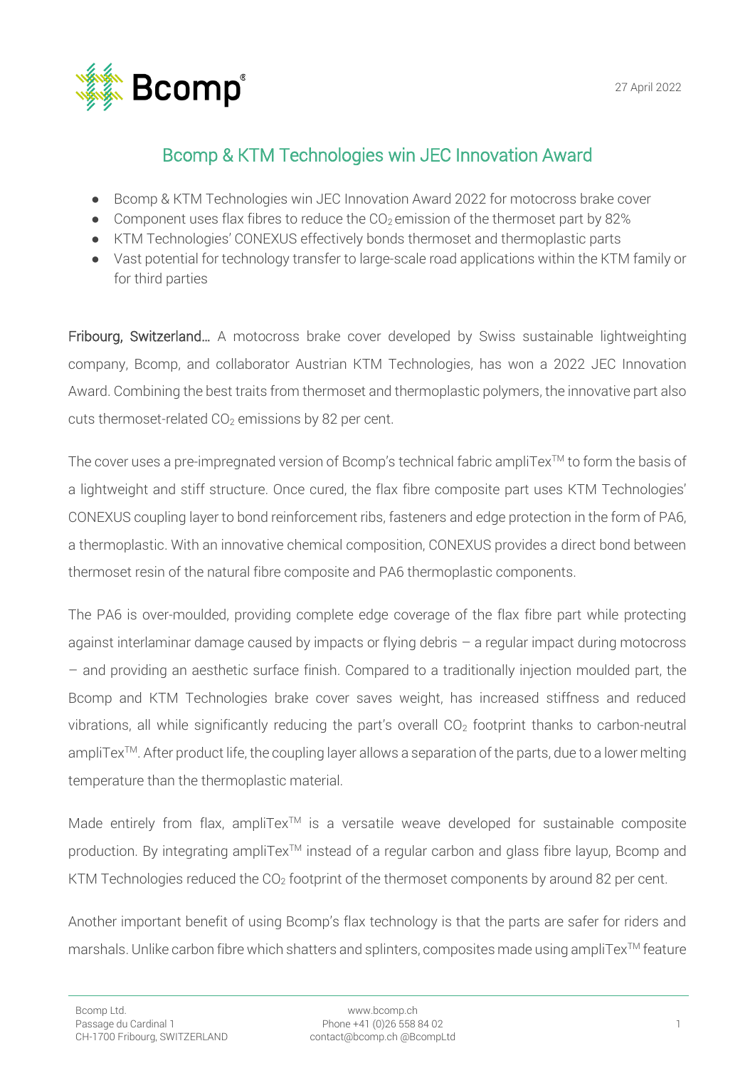27 April 2022

# Bcomp & KTM Technologies win JEC Innovation Award

- Bcomp & KTM Technologies win JEC Innovation Award 2022 for motocross brake cover
- Component uses flax fibres to reduce the $CO_2$ emission of the thermoset part by 82%
- KTM Technologies' CONEXUS effectively bonds thermoset and thermoplastic parts
- Vast potential for technology transfer to large-scale road applications within the KTM family or for third parties

**Fribourg, Switzerland…** A motocross brake cover developed by Swiss sustainable lightweighting company, Bcomp, and collaborator Austrian KTM Technologies, has won a 2022 JEC Innovation Award. Combining the best traits from thermoset and thermoplastic polymers, the innovative part also cuts thermoset-related $CO_2$ emissions by 82 per cent.

The cover uses a pre-impregnated version of Bcomp's technical fabric ampliTex™ to form the basis of a lightweight and stiff structure. Once cured, the flax fibre composite part uses KTM Technologies' CONEXUS coupling layer to bond reinforcement ribs, fasteners and edge protection in the form of PA6, a thermoplastic. With an innovative chemical composition, CONEXUS provides a direct bond between thermoset resin of the natural fibre composite and PA6 thermoplastic components.

The PA6 is over-moulded, providing complete edge coverage of the flax fibre part while protecting against interlaminar damage caused by impacts or flying debris – a regular impact during motocross – and providing an aesthetic surface finish. Compared to a traditionally injection moulded part, the Bcomp and KTM Technologies brake cover saves weight, has increased stiffness and reduced vibrations, all while significantly reducing the part's overall $CO_2$ footprint thanks to carbon-neutral ampliTex™. After product life, the coupling layer allows a separation of the parts, due to a lower melting temperature than the thermoplastic material.

Made entirely from flax, ampliTex™ is a versatile weave developed for sustainable composite production. By integrating ampliTex™ instead of a regular carbon and glass fibre layup, Bcomp and KTM Technologies reduced the $CO_2$ footprint of the thermoset components by around 82 per cent.

Another important benefit of using Bcomp's flax technology is that the parts are safer for riders and marshals. Unlike carbon fibre which shatters and splinters, composites made using ampliTex™ feature

Bcomp Ltd.
Passage du Cardinal 1
CH-1700 Fribourg, SWITZERLAND

www.bcomp.ch
Phone +41 (0)26 558 84 02
contact@bcomp.ch @BcompLtd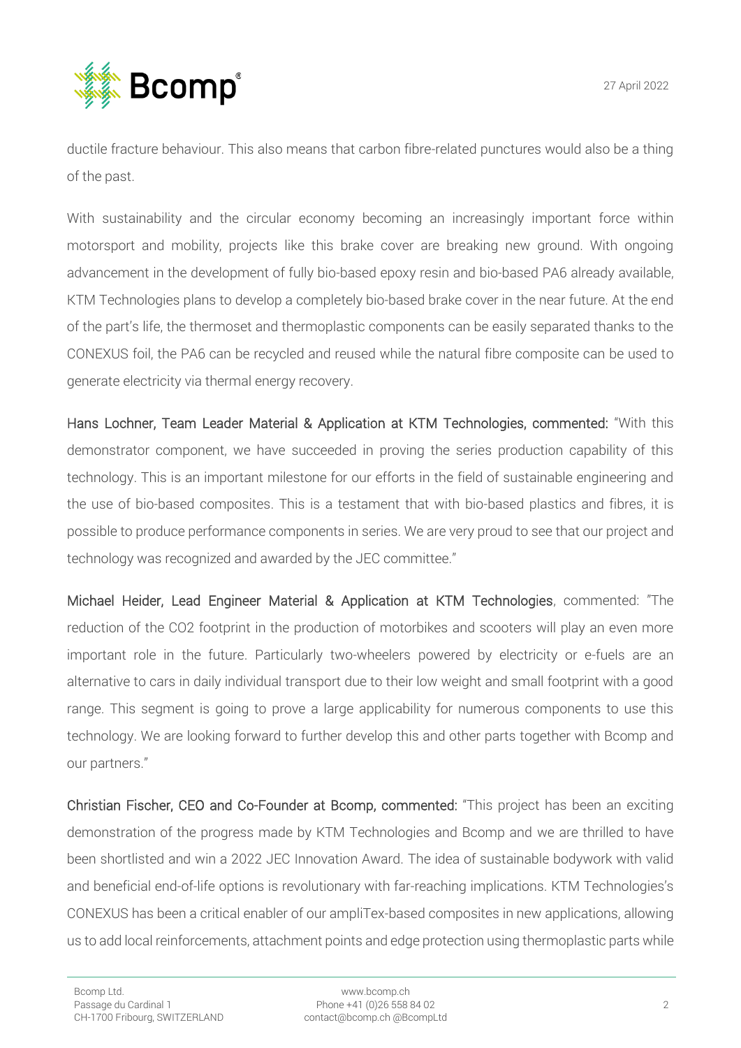ductile fracture behaviour. This also means that carbon fibre-related punctures would also be a thing of the past.

With sustainability and the circular economy becoming an increasingly important force within motorsport and mobility, projects like this brake cover are breaking new ground. With ongoing advancement in the development of fully bio-based epoxy resin and bio-based PA6 already available, KTM Technologies plans to develop a completely bio-based brake cover in the near future. At the end of the part's life, the thermoset and thermoplastic components can be easily separated thanks to the CONEXUS foil, the PA6 can be recycled and reused while the natural fibre composite can be used to generate electricity via thermal energy recovery.

**Hans Lochner, Team Leader Material & Application at KTM Technologies, commented:** "With this demonstrator component, we have succeeded in proving the series production capability of this technology. This is an important milestone for our efforts in the field of sustainable engineering and the use of bio-based composites. This is a testament that with bio-based plastics and fibres, it is possible to produce performance components in series. We are very proud to see that our project and technology was recognized and awarded by the JEC committee."

**Michael Heider, Lead Engineer Material & Application at KTM Technologies**, commented: "The reduction of the $CO_2$ footprint in the production of motorbikes and scooters will play an even more important role in the future. Particularly two-wheelers powered by electricity or e-fuels are an alternative to cars in daily individual transport due to their low weight and small footprint with a good range. This segment is going to prove a large applicability for numerous components to use this technology. We are looking forward to further develop this and other parts together with Bcomp and our partners."

**Christian Fischer, CEO and Co-Founder at Bcomp, commented:** "This project has been an exciting demonstration of the progress made by KTM Technologies and Bcomp and we are thrilled to have been shortlisted and win a 2022 JEC Innovation Award. The idea of sustainable bodywork with valid and beneficial end-of-life options is revolutionary with far-reaching implications. KTM Technologies's CONEXUS has been a critical enabler of our ampliTex-based composites in new applications, allowing us to add local reinforcements, attachment points and edge protection using thermoplastic parts while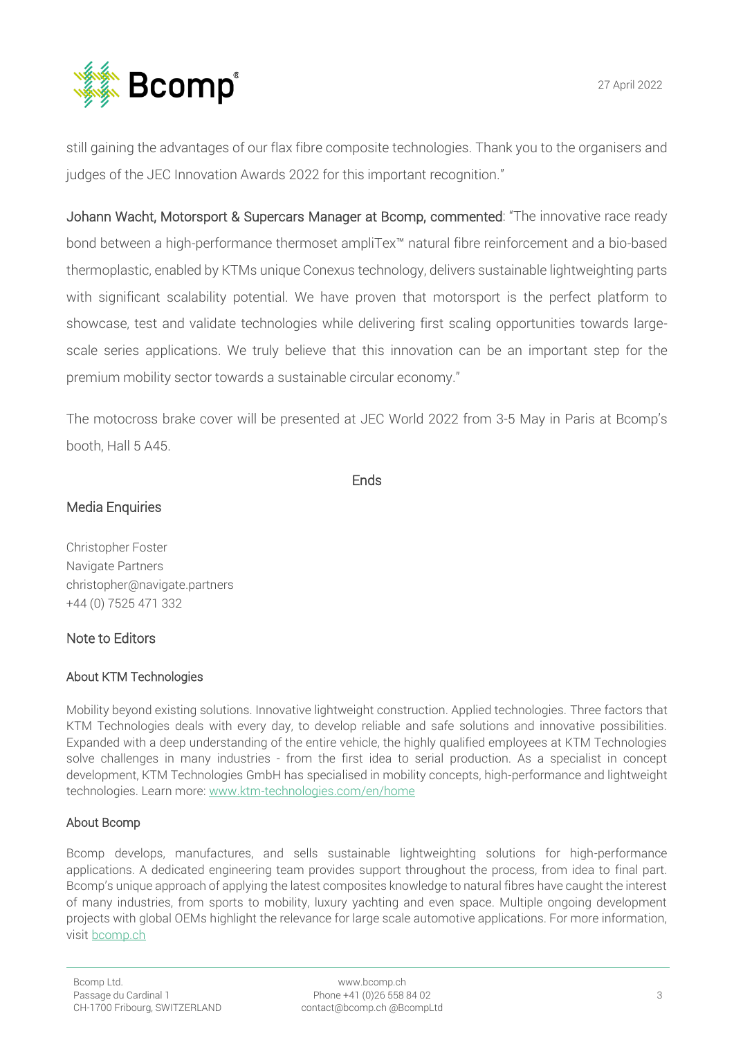still gaining the advantages of our flax fibre composite technologies. Thank you to the organisers and judges of the JEC Innovation Awards 2022 for this important recognition."

Johann Wacht, Motorsport & Supercars Manager at Bcomp, commented: "The innovative race ready bond between a high-performance thermoset ampliTex™ natural fibre reinforcement and a bio-based thermoplastic, enabled by KTMs unique Conexus technology, delivers sustainable lightweighting parts with significant scalability potential. We have proven that motorsport is the perfect platform to showcase, test and validate technologies while delivering first scaling opportunities towards large-scale series applications. We truly believe that this innovation can be an important step for the premium mobility sector towards a sustainable circular economy."

The motocross brake cover will be presented at JEC World 2022 from 3-5 May in Paris at Bcomp's booth, Hall 5 A45.

Ends

## Media Enquiries

Christopher Foster
Navigate Partners
christopher@navigate.partners
+44 (0) 7525 471 332

## Note to Editors

### About KTM Technologies

Mobility beyond existing solutions. Innovative lightweight construction. Applied technologies. Three factors that KTM Technologies deals with every day, to develop reliable and safe solutions and innovative possibilities. Expanded with a deep understanding of the entire vehicle, the highly qualified employees at KTM Technologies solve challenges in many industries - from the first idea to serial production. As a specialist in concept development, KTM Technologies GmbH has specialised in mobility concepts, high-performance and lightweight technologies. Learn more: www.ktm-technologies.com/en/home

### About Bcomp

Bcomp develops, manufactures, and sells sustainable lightweighting solutions for high-performance applications. A dedicated engineering team provides support throughout the process, from idea to final part. Bcomp's unique approach of applying the latest composites knowledge to natural fibres have caught the interest of many industries, from sports to mobility, luxury yachting and even space. Multiple ongoing development projects with global OEMs highlight the relevance for large scale automotive applications. For more information, visit bcomp.ch